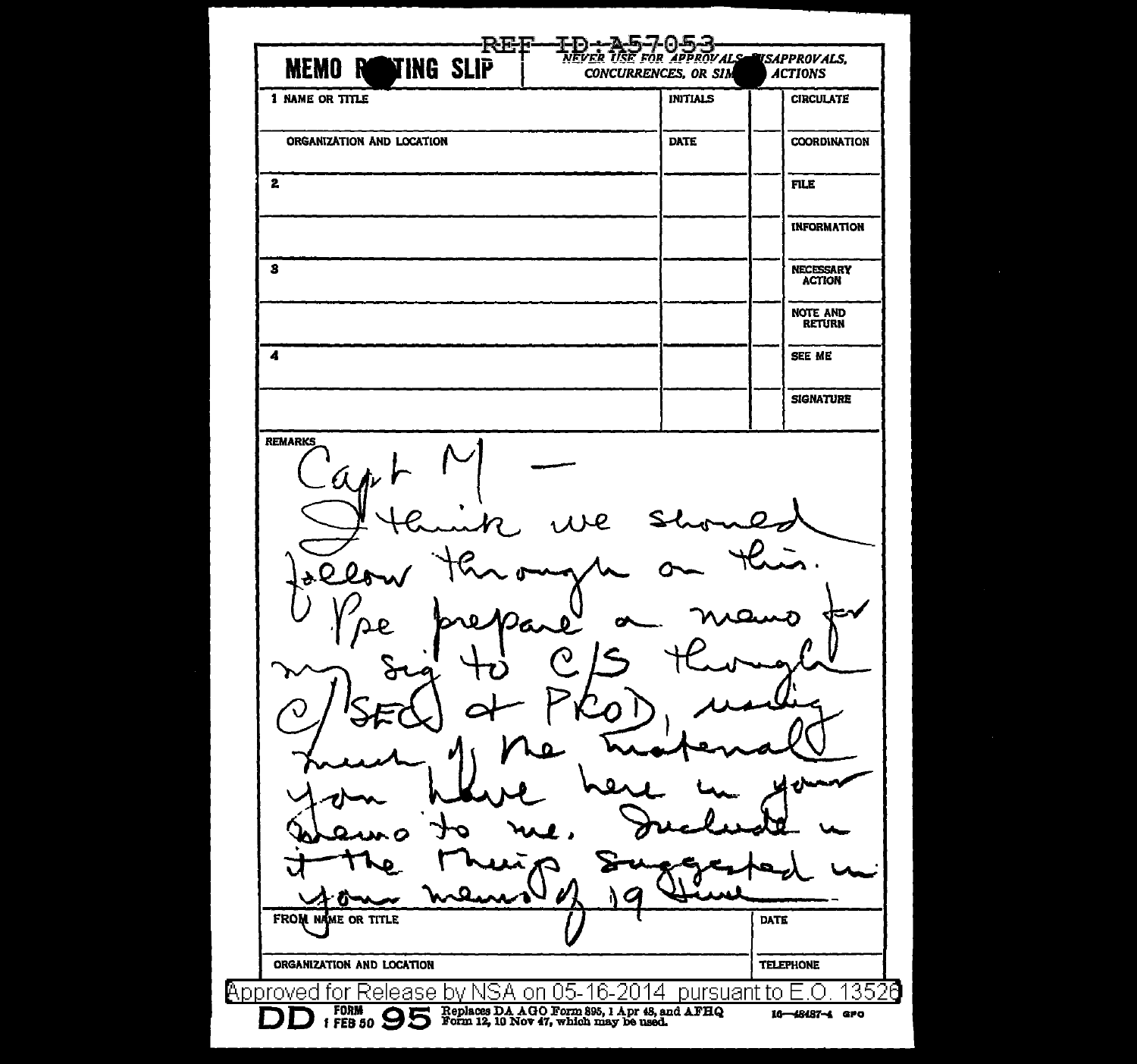REF ID:A57053

**MEMO ROUTING SLIP** | *NEVER USE FOR APPROVALS, DISAPPROVALS, CONCURRENCES, OR SIMILAR ACTIONS*

| 1 NAME OR TITLE | INITIALS | | CIRCULATE |
|---|---|---|---|
| ORGANIZATION AND LOCATION | DATE | | COORDINATION |
| 2 | | | FILE |
| | | | INFORMATION |
| 3 | | | NECESSARY ACTION |
| | | | NOTE AND RETURN |
| 4 | | | SEE ME |
| | | | SIGNATURE |

REMARKS

Capt M —

I think we should follow through on this. Pse prepare a memo for my sig to C/S through C/SEC & PROD, using much of the material you have here in your memo to me. Include in it the things suggested in your memo of 19 June

| FROM NAME OR TITLE | DATE |
|---|---|
| ORGANIZATION AND LOCATION | TELEPHONE |

Approved for Release by NSA on 05-16-2014 pursuant to E.O. 13526

DD FORM 1 FEB 50 95 Replaces DA AGO Form 895, 1 Apr 48, and AFHQ Form 12, 10 Nov 47, which may be used. 16—48487-4 GPO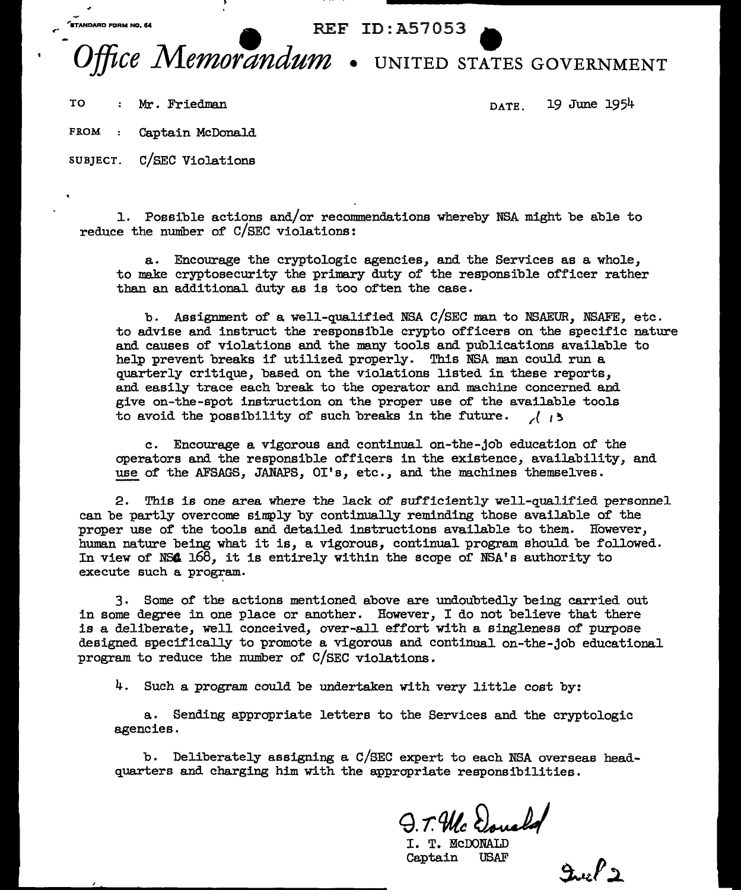STANDARD FORM NO. 64

REF ID:A57053

# *Office Memorandum* • UNITED STATES GOVERNMENT

TO : Mr. Friedman DATE: 19 June 1954

FROM : Captain McDonald

SUBJECT: C/SEC Violations

1. Possible actions and/or recommendations whereby NSA might be able to reduce the number of C/SEC violations:

   a. Encourage the cryptologic agencies, and the Services as a whole, to make cryptosecurity the primary duty of the responsible officer rather than an additional duty as is too often the case.

   b. Assignment of a well-qualified NSA C/SEC man to NSAEUR, NSAFE, etc. to advise and instruct the responsible crypto officers on the specific nature and causes of violations and the many tools and publications available to help prevent breaks if utilized properly. This NSA man could run a quarterly critique, based on the violations listed in these reports, and easily trace each break to the operator and machine concerned and give on-the-spot instruction on the proper use of the available tools to avoid the possibility of such breaks in the future.

   c. Encourage a vigorous and continual on-the-job education of the operators and the responsible officers in the existence, availability, and <u>use</u> of the AFSAGS, JANAPS, OI's, etc., and the machines themselves.

2. This is one area where the lack of sufficiently well-qualified personnel can be partly overcome simply by continually reminding those available of the proper use of the tools and detailed instructions available to them. However, human nature being what it is, a vigorous, continual program should be followed. In view of NSC 168, it is entirely within the scope of NSA's authority to execute such a program.

3. Some of the actions mentioned above are undoubtedly being carried out in some degree in one place or another. However, I do not believe that there is a deliberate, well conceived, over-all effort with a singleness of purpose designed specifically to promote a vigorous and continual on-the-job educational program to reduce the number of C/SEC violations.

4. Such a program could be undertaken with very little cost by:

   a. Sending appropriate letters to the Services and the cryptologic agencies.

   b. Deliberately assigning a C/SEC expert to each NSA overseas headquarters and charging him with the appropriate responsibilities.

I. T. McDonald

I. T. McDONALD
Captain USAF

Incl 2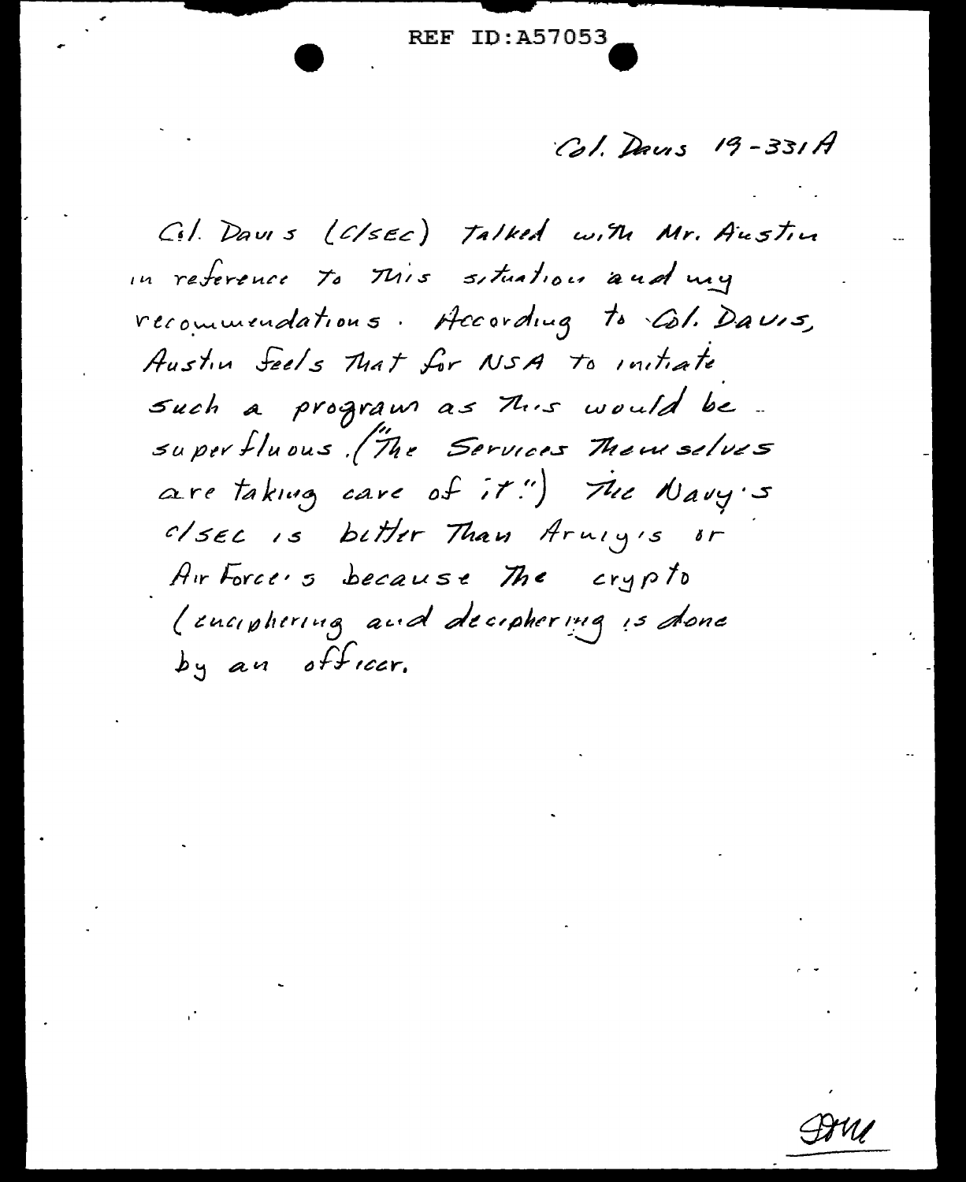REF ID:A57053

Col. Davis 19-331A

Col. Davis (C/SEC) talked with Mr. Austin in reference to this situation and my recommendations. According to Col. Davis, Austin feels that for NSA to initiate such a program as this would be superfluous. ("The Services themselves are taking care of it.") The Navy's C/SEC is better than Army's or Air Force's because the crypto (enciphering and deciphering is done by an officer.

DM